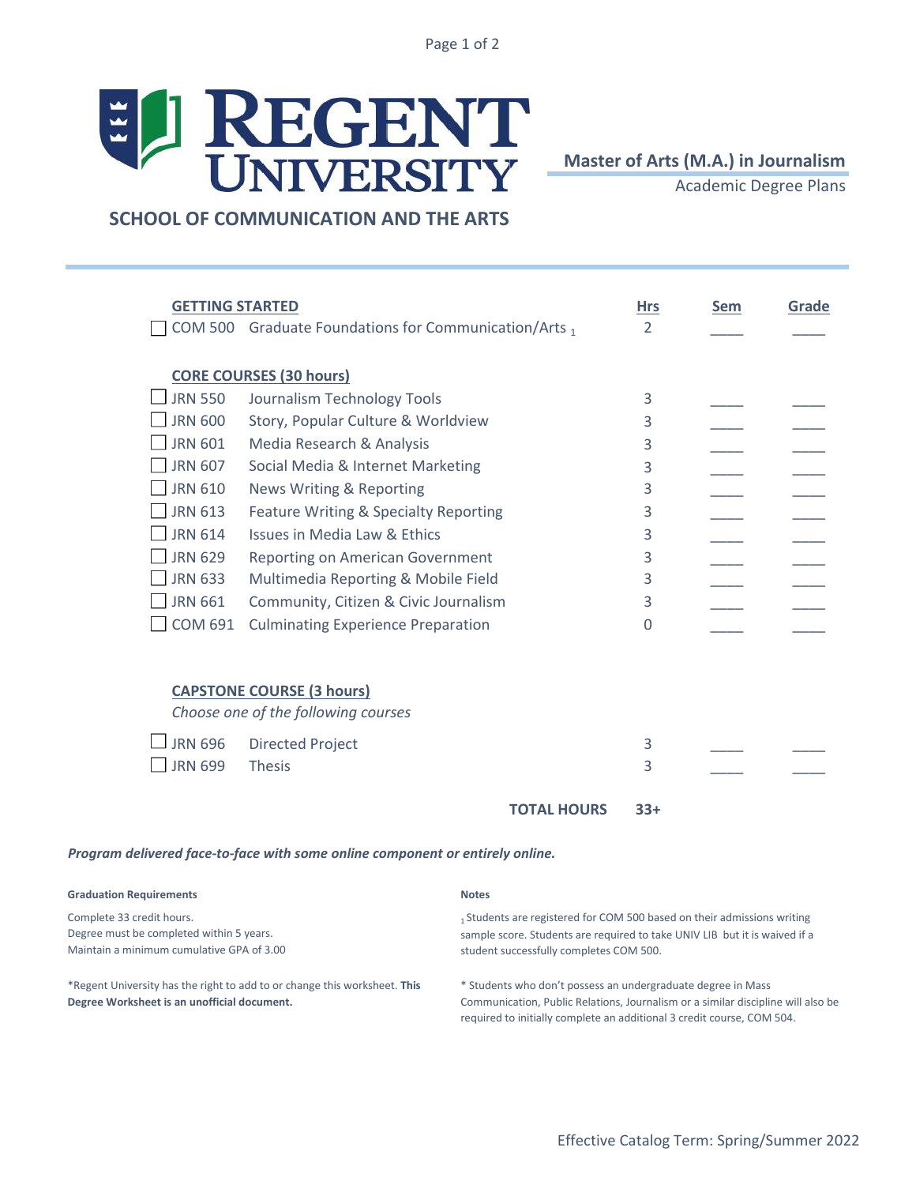# REGENT UNIVERSITY

## SCHOOL OF COMMUNICATION AND THE ARTS

**Master of Arts (M.A.) in Journalism**

Academic Degree Plans

| | | Hrs | Sem | Grade |
|---|---|---|---|---|
| **GETTING STARTED** | | | | |
| ☐ COM 500 | Graduate Foundations for Communication/Arts [1] | 2 | ____ | ____ |
| **CORE COURSES (30 hours)** | | | | |
| ☐ JRN 550 | Journalism Technology Tools | 3 | ____ | ____ |
| ☐ JRN 600 | Story, Popular Culture & Worldview | 3 | ____ | ____ |
| ☐ JRN 601 | Media Research & Analysis | 3 | ____ | ____ |
| ☐ JRN 607 | Social Media & Internet Marketing | 3 | ____ | ____ |
| ☐ JRN 610 | News Writing & Reporting | 3 | ____ | ____ |
| ☐ JRN 613 | Feature Writing & Specialty Reporting | 3 | ____ | ____ |
| ☐ JRN 614 | Issues in Media Law & Ethics | 3 | ____ | ____ |
| ☐ JRN 629 | Reporting on American Government | 3 | ____ | ____ |
| ☐ JRN 633 | Multimedia Reporting & Mobile Field | 3 | ____ | ____ |
| ☐ JRN 661 | Community, Citizen & Civic Journalism | 3 | ____ | ____ |
| ☐ COM 691 | Culminating Experience Preparation | 0 | ____ | ____ |
| **CAPSTONE COURSE (3 hours)** | | | | |
| *Choose one of the following courses* | | | | |
| ☐ JRN 696 | Directed Project | 3 | ____ | ____ |
| ☐ JRN 699 | Thesis | 3 | ____ | ____ |
| | **TOTAL HOURS** | **33+** | | |

***Program delivered face-to-face with some online component or entirely online.***

**Graduation Requirements**

Complete 33 credit hours.
Degree must be completed within 5 years.
Maintain a minimum cumulative GPA of 3.00

*Regent University has the right to add to or change this worksheet. **This Degree Worksheet is an unofficial document.**

**Notes**

[1] Students are registered for COM 500 based on their admissions writing sample score. Students are required to take UNIV LIB but it is waived if a student successfully completes COM 500.

* Students who don't possess an undergraduate degree in Mass Communication, Public Relations, Journalism or a similar discipline will also be required to initially complete an additional 3 credit course, COM 504.

Effective Catalog Term: Spring/Summer 2022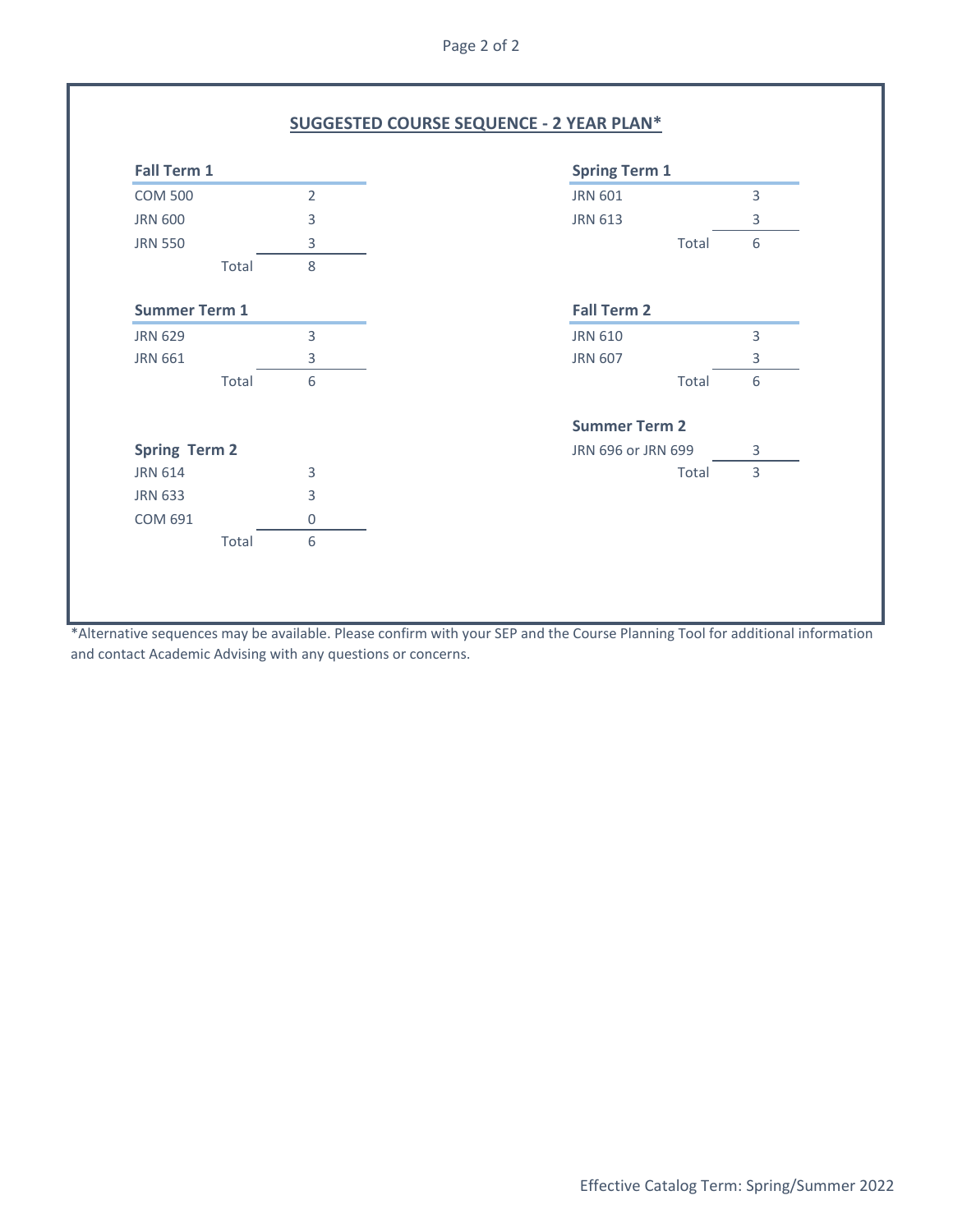## SUGGESTED COURSE SEQUENCE - 2 YEAR PLAN*

**Fall Term 1**

| | |
|---|---|
| COM 500 | 2 |
| JRN 600 | 3 |
| JRN 550 | 3 |
| Total | 8 |

**Spring Term 1**

| | |
|---|---|
| JRN 601 | 3 |
| JRN 613 | 3 |
| Total | 6 |

**Summer Term 1**

| | |
|---|---|
| JRN 629 | 3 |
| JRN 661 | 3 |
| Total | 6 |

**Fall Term 2**

| | |
|---|---|
| JRN 610 | 3 |
| JRN 607 | 3 |
| Total | 6 |

**Spring Term 2**

| | |
|---|---|
| JRN 614 | 3 |
| JRN 633 | 3 |
| COM 691 | 0 |
| Total | 6 |

**Summer Term 2**

| | |
|---|---|
| JRN 696 or JRN 699 | 3 |
| Total | 3 |

*Alternative sequences may be available. Please confirm with your SEP and the Course Planning Tool for additional information and contact Academic Advising with any questions or concerns.

Effective Catalog Term: Spring/Summer 2022